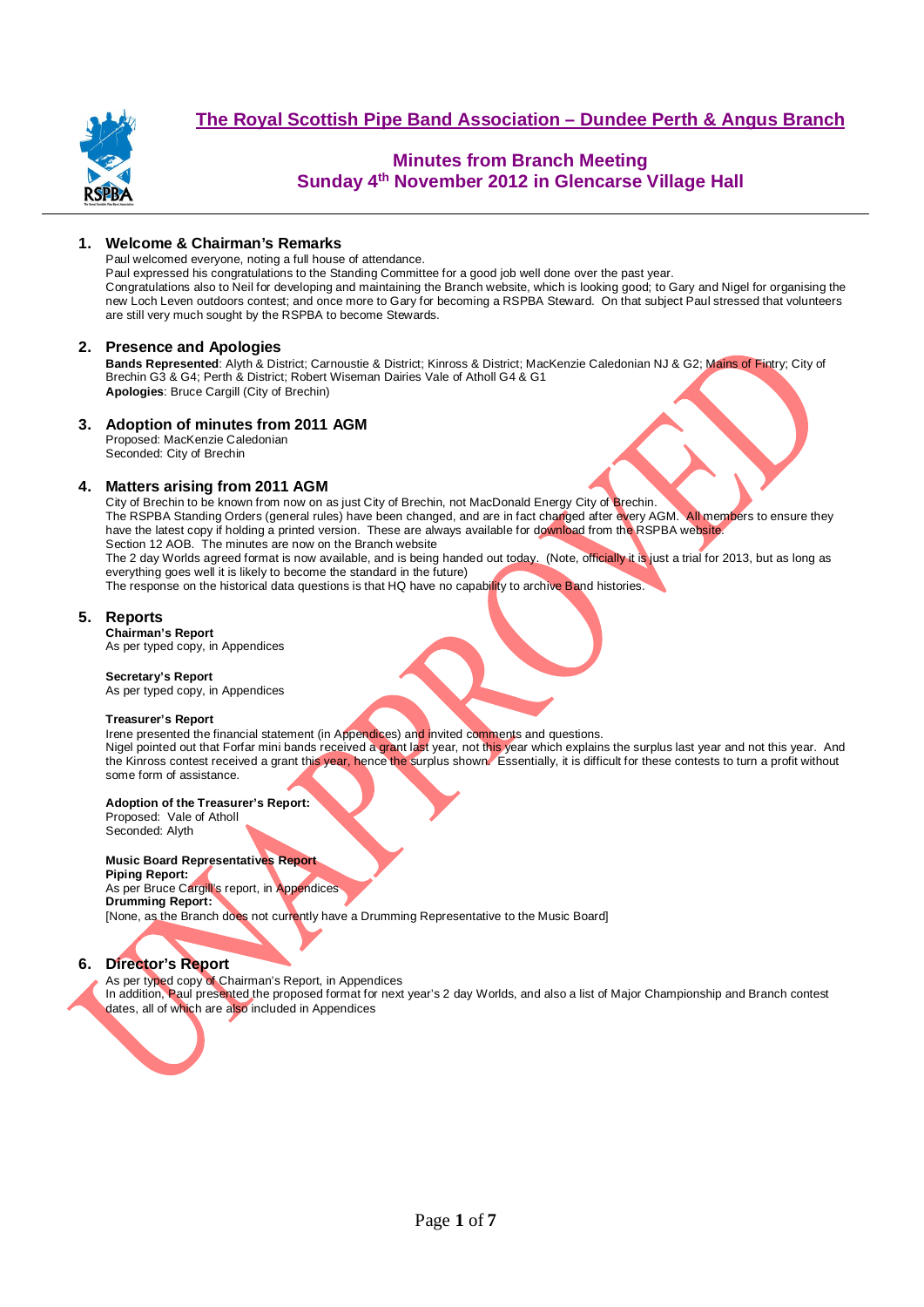# The Royal Scottish Pipe Band Association – Dundee Perth & Angus Branch

## Minutes from Branch Meeting
## Sunday 4th November 2012 in Glencarse Village Hall

UNAPPROVED

### 1. Welcome & Chairman's Remarks

Paul welcomed everyone, noting a full house of attendance.
Paul expressed his congratulations to the Standing Committee for a good job well done over the past year.
Congratulations also to Neil for developing and maintaining the Branch website, which is looking good; to Gary and Nigel for organising the new Loch Leven outdoors contest; and once more to Gary for becoming a RSPBA Steward. On that subject Paul stressed that volunteers are still very much sought by the RSPBA to become Stewards.

### 2. Presence and Apologies

**Bands Represented**: Alyth & District; Carnoustie & District; Kinross & District; MacKenzie Caledonian NJ & G2; Mains of Fintry; City of Brechin G3 & G4; Perth & District; Robert Wiseman Dairies Vale of Atholl G4 & G1
**Apologies**: Bruce Cargill (City of Brechin)

### 3. Adoption of minutes from 2011 AGM

Proposed: MacKenzie Caledonian
Seconded: City of Brechin

### 4. Matters arising from 2011 AGM

City of Brechin to be known from now on as just City of Brechin, not MacDonald Energy City of Brechin.
The RSPBA Standing Orders (general rules) have been changed, and are in fact changed after every AGM. All members to ensure they have the latest copy if holding a printed version. These are always available for download from the RSPBA website.
Section 12 AOB. The minutes are now on the Branch website
The 2 day Worlds agreed format is now available, and is being handed out today. (Note, officially it is just a trial for 2013, but as long as everything goes well it is likely to become the standard in the future)
The response on the historical data questions is that HQ have no capability to archive Band histories.

### 5. Reports

**Chairman's Report**
As per typed copy, in Appendices

**Secretary's Report**
As per typed copy, in Appendices

**Treasurer's Report**
Irene presented the financial statement (in Appendices) and invited comments and questions.
Nigel pointed out that Forfar mini bands received a grant last year, not this year which explains the surplus last year and not this year. And the Kinross contest received a grant this year, hence the surplus shown. Essentially, it is difficult for these contests to turn a profit without some form of assistance.

**Adoption of the Treasurer's Report:**
Proposed: Vale of Atholl
Seconded: Alyth

**Music Board Representatives Report**
**Piping Report:**
As per Bruce Cargill's report, in Appendices
**Drumming Report:**
[None, as the Branch does not currently have a Drumming Representative to the Music Board]

### 6. Director's Report

As per typed copy of Chairman's Report, in Appendices
In addition, Paul presented the proposed format for next year's 2 day Worlds, and also a list of Major Championship and Branch contest dates, all of which are also included in Appendices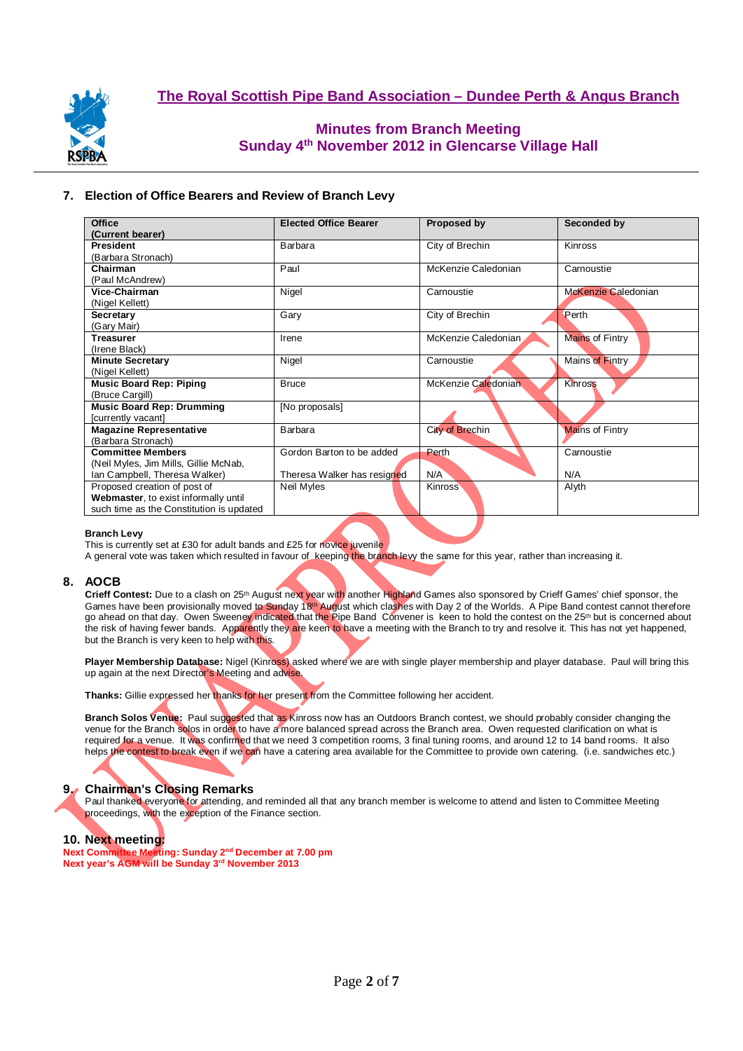# The Royal Scottish Pipe Band Association – Dundee Perth & Angus Branch

## Minutes from Branch Meeting
## Sunday 4th November 2012 in Glencarse Village Hall

### 7. Election of Office Bearers and Review of Branch Levy

| Office (Current bearer) | Elected Office Bearer | Proposed by | Seconded by |
|---|---|---|---|
| **President** (Barbara Stronach) | Barbara | City of Brechin | Kinross |
| **Chairman** (Paul McAndrew) | Paul | McKenzie Caledonian | Carnoustie |
| **Vice-Chairman** (Nigel Kellett) | Nigel | Carnoustie | McKenzie Caledonian |
| **Secretary** (Gary Mair) | Gary | City of Brechin | Perth |
| **Treasurer** (Irene Black) | Irene | McKenzie Caledonian | Mains of Fintry |
| **Minute Secretary** (Nigel Kellett) | Nigel | Carnoustie | Mains of Fintry |
| **Music Board Rep: Piping** (Bruce Cargill) | Bruce | McKenzie Caledonian | Kinross |
| **Music Board Rep: Drumming** [currently vacant] | [No proposals] | | |
| **Magazine Representative** (Barbara Stronach) | Barbara | City of Brechin | Mains of Fintry |
| **Committee Members** (Neil Myles, Jim Mills, Gillie McNab, Ian Campbell, Theresa Walker) | Gordon Barton to be added<br>Theresa Walker has resigned | Perth<br>N/A | Carnoustie<br>N/A |
| Proposed creation of post of **Webmaster**, to exist informally until such time as the Constitution is updated | Neil Myles | Kinross | Alyth |

**Branch Levy**
This is currently set at £30 for adult bands and £25 for novice juvenile
A general vote was taken which resulted in favour of keeping the branch levy the same for this year, rather than increasing it.

### 8. AOCB

**Crieff Contest:** Due to a clash on 25th August next year with another Highland Games also sponsored by Crieff Games' chief sponsor, the Games have been provisionally moved to Sunday 18th August which clashes with Day 2 of the Worlds. A Pipe Band contest cannot therefore go ahead on that day. Owen Sweeney indicated that the Pipe Band Convener is keen to hold the contest on the 25th but is concerned about the risk of having fewer bands. Apparently they are keen to have a meeting with the Branch to try and resolve it. This has not yet happened, but the Branch is very keen to help with this.

**Player Membership Database:** Nigel (Kinross) asked where we are with single player membership and player database. Paul will bring this up again at the next Director's Meeting and advise.

**Thanks:** Gillie expressed her thanks for her present from the Committee following her accident.

**Branch Solos Venue:** Paul suggested that as Kinross now has an Outdoors Branch contest, we should probably consider changing the venue for the Branch solos in order to have a more balanced spread across the Branch area. Owen requested clarification on what is required for a venue. It was confirmed that we need 3 competition rooms, 3 final tuning rooms, and around 12 to 14 band rooms. It also helps the contest to break even if we can have a catering area available for the Committee to provide own catering. (i.e. sandwiches etc.)

### 9. Chairman's Closing Remarks

Paul thanked everyone for attending, and reminded all that any branch member is welcome to attend and listen to Committee Meeting proceedings, with the exception of the Finance section.

### 10. Next meeting:

**Next Committee Meeting: Sunday 2nd December at 7.00 pm**
**Next year's AGM will be Sunday 3rd November 2013**

UNAPPROVED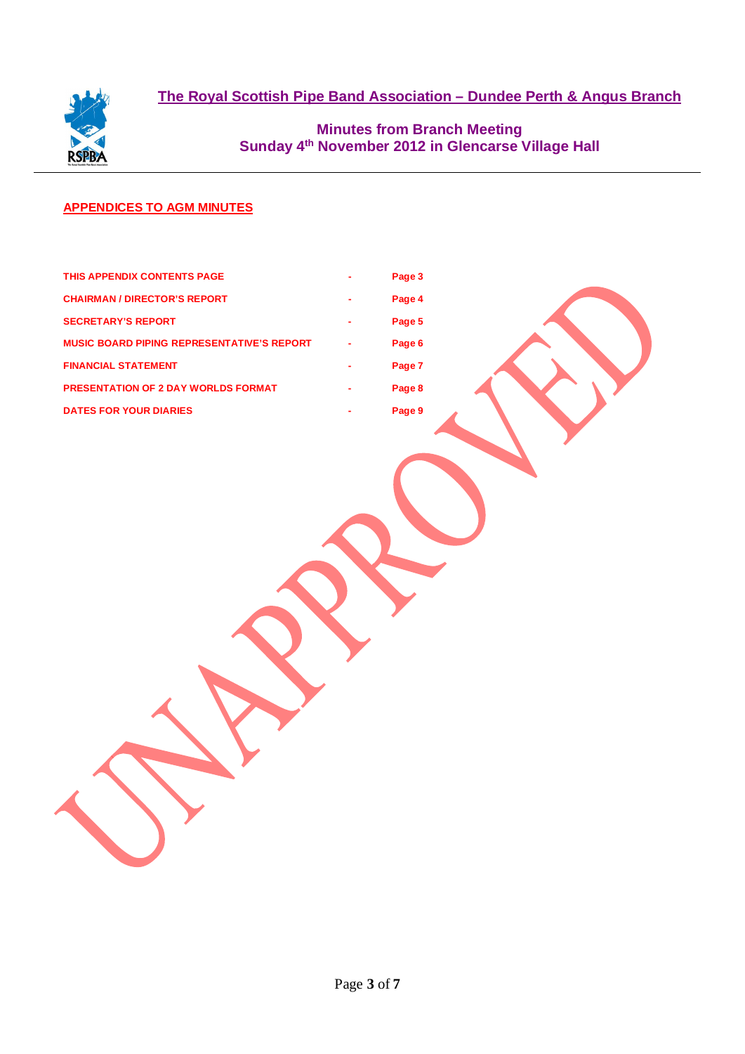# The Royal Scottish Pipe Band Association – Dundee Perth & Angus Branch

## Minutes from Branch Meeting
## Sunday 4th November 2012 in Glencarse Village Hall

---

**APPENDICES TO AGM MINUTES**

| | | |
|---|---|---|
| **THIS APPENDIX CONTENTS PAGE** | - | **Page 3** |
| **CHAIRMAN / DIRECTOR'S REPORT** | - | **Page 4** |
| **SECRETARY'S REPORT** | - | **Page 5** |
| **MUSIC BOARD PIPING REPRESENTATIVE'S REPORT** | - | **Page 6** |
| **FINANCIAL STATEMENT** | - | **Page 7** |
| **PRESENTATION OF 2 DAY WORLDS FORMAT** | - | **Page 8** |
| **DATES FOR YOUR DIARIES** | - | **Page 9** |

UNAPPROVED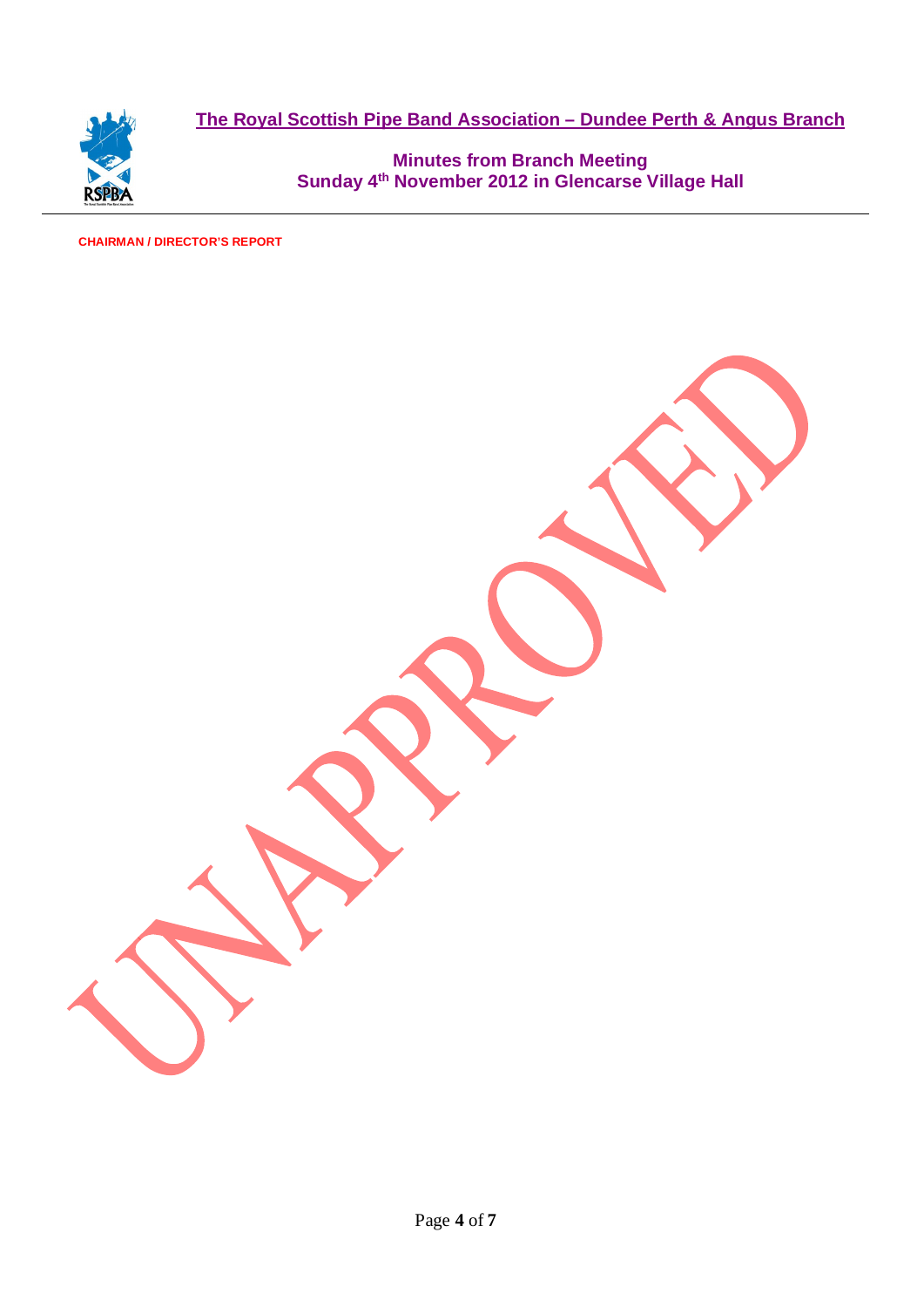**The Royal Scottish Pipe Band Association – Dundee Perth & Angus Branch**

**Minutes from Branch Meeting**
**Sunday 4th November 2012 in Glencarse Village Hall**

**CHAIRMAN / DIRECTOR'S REPORT**

UNAPPROVED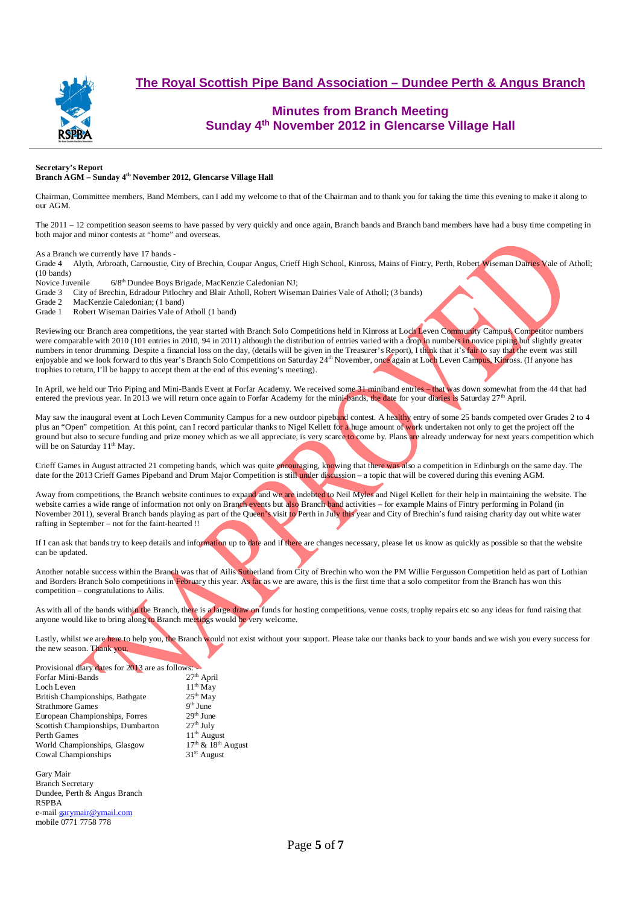## The Royal Scottish Pipe Band Association – Dundee Perth & Angus Branch

### Minutes from Branch Meeting
### Sunday 4th November 2012 in Glencarse Village Hall

**Secretary's Report**
**Branch AGM – Sunday 4th November 2012, Glencarse Village Hall**

Chairman, Committee members, Band Members, can I add my welcome to that of the Chairman and to thank you for taking the time this evening to make it along to our AGM.

The 2011 – 12 competition season seems to have passed by very quickly and once again, Branch bands and Branch band members have had a busy time competing in both major and minor contests at "home" and overseas.

As a Branch we currently have 17 bands -
Grade 4 Alyth, Arbroath, Carnoustie, City of Brechin, Coupar Angus, Crieff High School, Kinross, Mains of Fintry, Perth, Robert Wiseman Dairies Vale of Atholl; (10 bands)
Novice Juvenile 6/8th Dundee Boys Brigade, MacKenzie Caledonian NJ;
Grade 3 City of Brechin, Edradour Pitlochry and Blair Atholl, Robert Wiseman Dairies Vale of Atholl; (3 bands)
Grade 2 MacKenzie Caledonian; (1 band)
Grade 1 Robert Wiseman Dairies Vale of Atholl (1 band)

Reviewing our Branch area competitions, the year started with Branch Solo Competitions held in Kinross at Loch Leven Community Campus. Competitor numbers were comparable with 2010 (101 entries in 2010, 94 in 2011) although the distribution of entries varied with a drop in numbers in novice piping but slightly greater numbers in tenor drumming. Despite a financial loss on the day, (details will be given in the Treasurer's Report), I think that it's fair to say that the event was still enjoyable and we look forward to this year's Branch Solo Competitions on Saturday 24th November, once again at Loch Leven Campus, Kinross. (If anyone has trophies to return, I'll be happy to accept them at the end of this evening's meeting).

In April, we held our Trio Piping and Mini-Bands Event at Forfar Academy. We received some 31 miniband entries – that was down somewhat from the 44 that had entered the previous year. In 2013 we will return once again to Forfar Academy for the mini-bands, the date for your diaries is Saturday 27th April.

May saw the inaugural event at Loch Leven Community Campus for a new outdoor pipeband contest. A healthy entry of some 25 bands competed over Grades 2 to 4 plus an "Open" competition. At this point, can I record particular thanks to Nigel Kellett for a huge amount of work undertaken not only to get the project off the ground but also to secure funding and prize money which as we all appreciate, is very scarce to come by. Plans are already underway for next years competition which will be on Saturday 11th May.

Crieff Games in August attracted 21 competing bands, which was quite encouraging, knowing that there was also a competition in Edinburgh on the same day. The date for the 2013 Crieff Games Pipeband and Drum Major Competition is still under discussion – a topic that will be covered during this evening AGM.

Away from competitions, the Branch website continues to expand and we are indebted to Neil Myles and Nigel Kellett for their help in maintaining the website. The website carries a wide range of information not only on Branch events but also Branch band activities – for example Mains of Fintry performing in Poland (in November 2011), several Branch bands playing as part of the Queen's visit to Perth in July this year and City of Brechin's fund raising charity day out white water rafting in September – not for the faint-hearted !!

If I can ask that bands try to keep details and information up to date and if there are changes necessary, please let us know as quickly as possible so that the website can be updated.

Another notable success within the Branch was that of Ailis Sutherland from City of Brechin who won the PM Willie Fergusson Competition held as part of Lothian and Borders Branch Solo competitions in February this year. As far as we are aware, this is the first time that a solo competitor from the Branch has won this competition – congratulations to Ailis.

As with all of the bands within the Branch, there is a large draw on funds for hosting competitions, venue costs, trophy repairs etc so any ideas for fund raising that anyone would like to bring along to Branch meetings would be very welcome.

Lastly, whilst we are here to help you, the Branch would not exist without your support. Please take our thanks back to your bands and we wish you every success for the new season. Thank you.

Provisional diary dates for 2013 are as follows: -

| | |
|---|---|
| Forfar Mini-Bands | 27th April |
| Loch Leven | 11th May |
| British Championships, Bathgate | 25th May |
| Strathmore Games | 9th June |
| European Championships, Forres | 29th June |
| Scottish Championships, Dumbarton | 27th July |
| Perth Games | 11th August |
| World Championships, Glasgow | 17th & 18th August |
| Cowal Championships | 31st August |

Gary Mair
Branch Secretary
Dundee, Perth & Angus Branch
RSPBA
e-mail garymair@ymail.com
mobile 0771 7758 778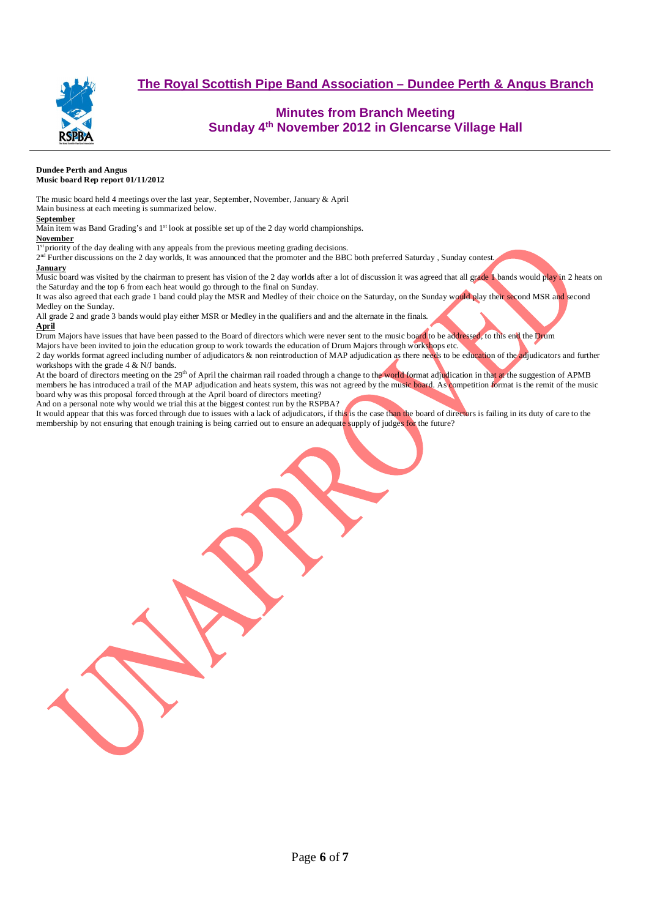**Dundee Perth and Angus**
**Music board Rep report 01/11/2012**

The music board held 4 meetings over the last year, September, November, January & April
Main business at each meeting is summarized below.

**September**

Main item was Band Grading's and 1st look at possible set up of the 2 day world championships.

**November**

1st priority of the day dealing with any appeals from the previous meeting grading decisions.
2nd Further discussions on the 2 day worlds, It was announced that the promoter and the BBC both preferred Saturday , Sunday contest.

**January**

Music board was visited by the chairman to present has vision of the 2 day worlds after a lot of discussion it was agreed that all grade 1 bands would play in 2 heats on the Saturday and the top 6 from each heat would go through to the final on Sunday.
It was also agreed that each grade 1 band could play the MSR and Medley of their choice on the Saturday, on the Sunday would play their second MSR and second Medley on the Sunday.
All grade 2 and grade 3 bands would play either MSR or Medley in the qualifiers and and the alternate in the finals.

**April**

Drum Majors have issues that have been passed to the Board of directors which were never sent to the music board to be addressed, to this end the Drum Majors have been invited to join the education group to work towards the education of Drum Majors through workshops etc.
2 day worlds format agreed including number of adjudicators & non reintroduction of MAP adjudication as there needs to be education of the adjudicators and further workshops with the grade 4 & N/J bands.
At the board of directors meeting on the 29th of April the chairman rail roaded through a change to the world format adjudication in that at the suggestion of APMB members he has introduced a trail of the MAP adjudication and heats system, this was not agreed by the music board. As competition format is the remit of the music board why was this proposal forced through at the April board of directors meeting?
And on a personal note why would we trial this at the biggest contest run by the RSPBA?
It would appear that this was forced through due to issues with a lack of adjudicators, if this is the case than the board of directors is failing in its duty of care to the membership by not ensuring that enough training is being carried out to ensure an adequate supply of judges for the future?

UNAPPROVED